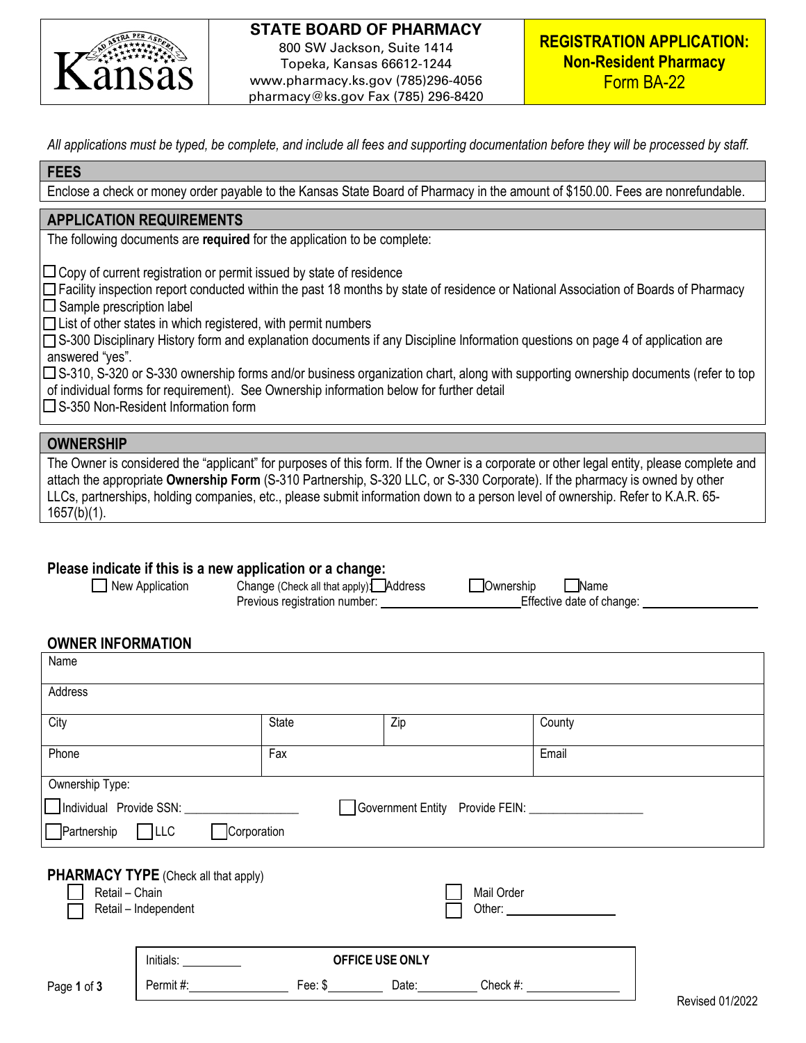# STATE BOARD OF PHARMACY

800 SW Jackson, Suite 1414
Topeka, Kansas 66612-1244
www.pharmacy.ks.gov (785)296-4056
pharmacy@ks.gov Fax (785) 296-8420

**REGISTRATION APPLICATION: Non-Resident Pharmacy**
Form BA-22

*All applications must be typed, be complete, and include all fees and supporting documentation before they will be processed by staff.*

## FEES

Enclose a check or money order payable to the Kansas State Board of Pharmacy in the amount of $150.00. Fees are nonrefundable.

## APPLICATION REQUIREMENTS

The following documents are **required** for the application to be complete:

- ☐ Copy of current registration or permit issued by state of residence
- ☐ Facility inspection report conducted within the past 18 months by state of residence or National Association of Boards of Pharmacy
- ☐ Sample prescription label
- ☐ List of other states in which registered, with permit numbers
- ☐ S-300 Disciplinary History form and explanation documents if any Discipline Information questions on page 4 of application are answered "yes".
- ☐ S-310, S-320 or S-330 ownership forms and/or business organization chart, along with supporting ownership documents (refer to top of individual forms for requirement). See Ownership information below for further detail
- ☐ S-350 Non-Resident Information form

## OWNERSHIP

The Owner is considered the "applicant" for purposes of this form. If the Owner is a corporate or other legal entity, please complete and attach the appropriate **Ownership Form** (S-310 Partnership, S-320 LLC, or S-330 Corporate). If the pharmacy is owned by other LLCs, partnerships, holding companies, etc., please submit information down to a person level of ownership. Refer to K.A.R. 65-1657(b)(1).

**Please indicate if this is a new application or a change:**

☐ New Application    Change (Check all that apply): ☐ Address    ☐ Ownership    ☐ Name

Previous registration number: ____________________ Effective date of change: ________________

## OWNER INFORMATION

| Name | | | |
|---|---|---|---|
| Address | | | |
| City | State | Zip | County |
| Phone | Fax | | Email |

Ownership Type:

☐ Individual Provide SSN: ________________    ☐ Government Entity Provide FEIN: ________________

☐ Partnership ☐ LLC ☐ Corporation

## PHARMACY TYPE (Check all that apply)

☐ Retail – Chain    ☐ Mail Order
☐ Retail – Independent    ☐ Other: ______________

| Initials: ________ | OFFICE USE ONLY | | |
|---|---|---|---|
| Permit #: ______________ | Fee: $ ________ | Date: ________ | Check #: ____________ |

Revised 01/2022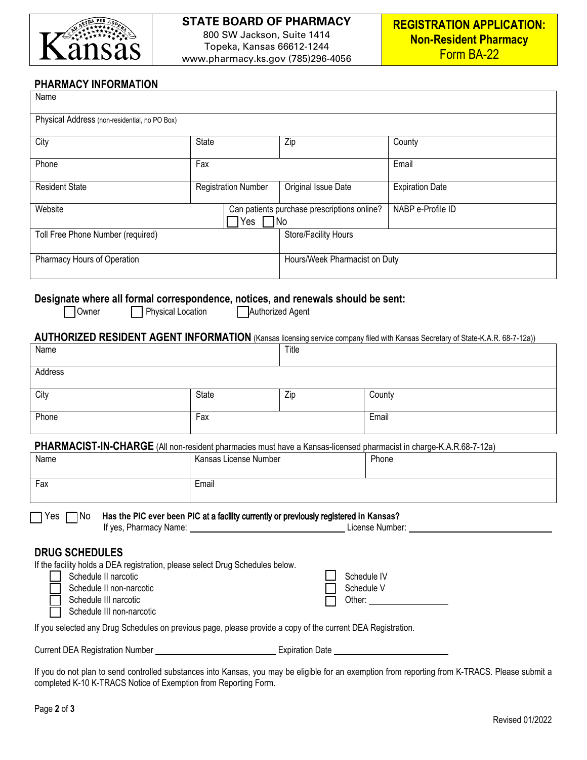**STATE BOARD OF PHARMACY**
800 SW Jackson, Suite 1414
Topeka, Kansas 66612-1244
www.pharmacy.ks.gov (785)296-4056

**REGISTRATION APPLICATION: Non-Resident Pharmacy**
Form BA-22

## PHARMACY INFORMATION

| Name | | | |
|---|---|---|---|
| Physical Address (non-residential, no PO Box) | | | |
| City | State | Zip | County |
| Phone | Fax | | Email |
| Resident State | Registration Number | Original Issue Date | Expiration Date |
| Website | Can patients purchase prescriptions online? ☐ Yes ☐ No | | NABP e-Profile ID |
| Toll Free Phone Number (required) | | Store/Facility Hours | |
| Pharmacy Hours of Operation | | Hours/Week Pharmacist on Duty | |

### Designate where all formal correspondence, notices, and renewals should be sent:

☐ Owner ☐ Physical Location ☐ Authorized Agent

## AUTHORIZED RESIDENT AGENT INFORMATION (Kansas licensing service company filed with Kansas Secretary of State-K.A.R. 68-7-12a))

| Name | | Title | |
|---|---|---|---|
| Address | | | |
| City | State | Zip | County |
| Phone | Fax | | Email |

## PHARMACIST-IN-CHARGE (All non-resident pharmacies must have a Kansas-licensed pharmacist in charge-K.A.R.68-7-12a)

| Name | Kansas License Number | Phone |
|---|---|---|
| Fax | Email | |

☐ Yes ☐ No **Has the PIC ever been PIC at a facility currently or previously registered in Kansas?**
If yes, Pharmacy Name: ______________________ License Number: ______________________

## DRUG SCHEDULES

If the facility holds a DEA registration, please select Drug Schedules below.

☐ Schedule II narcotic
☐ Schedule II non-narcotic
☐ Schedule III narcotic
☐ Schedule III non-narcotic
☐ Schedule IV
☐ Schedule V
☐ Other: ______________

If you selected any Drug Schedules on previous page, please provide a copy of the current DEA Registration.

Current DEA Registration Number ______________________ Expiration Date ______________________

If you do not plan to send controlled substances into Kansas, you may be eligible for an exemption from reporting from K-TRACS. Please submit a completed K-10 K-TRACS Notice of Exemption from Reporting Form.

Revised 01/2022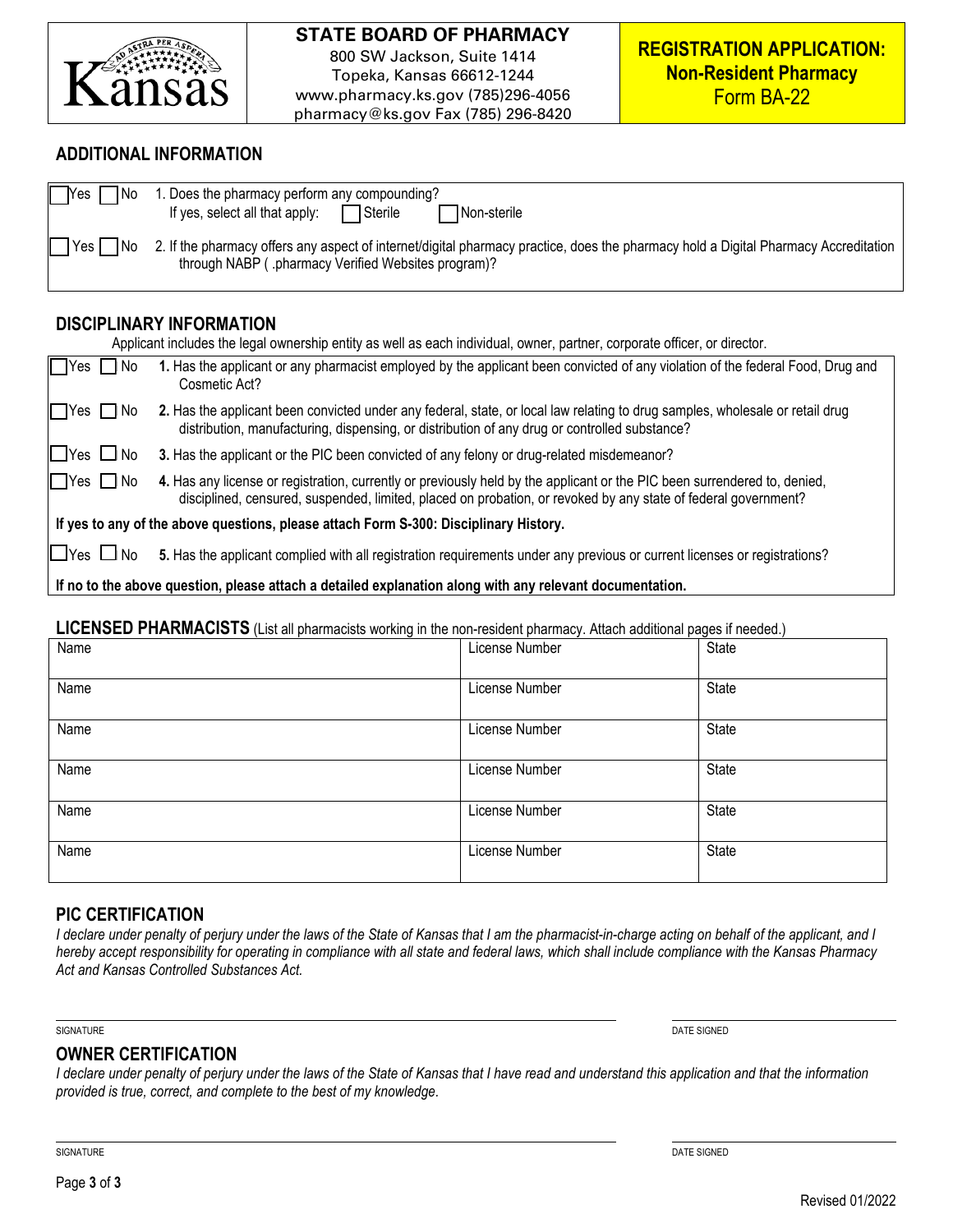STATE BOARD OF PHARMACY
800 SW Jackson, Suite 1414
Topeka, Kansas 66612-1244
www.pharmacy.ks.gov (785)296-4056
pharmacy@ks.gov Fax (785) 296-8420

**REGISTRATION APPLICATION: Non-Resident Pharmacy**
Form BA-22

## ADDITIONAL INFORMATION

☐ Yes ☐ No 1. Does the pharmacy perform any compounding?
If yes, select all that apply: ☐ Sterile ☐ Non-sterile

☐ Yes ☐ No 2. If the pharmacy offers any aspect of internet/digital pharmacy practice, does the pharmacy hold a Digital Pharmacy Accreditation through NABP ( .pharmacy Verified Websites program)?

## DISCIPLINARY INFORMATION

Applicant includes the legal ownership entity as well as each individual, owner, partner, corporate officer, or director.

☐ Yes ☐ No **1.** Has the applicant or any pharmacist employed by the applicant been convicted of any violation of the federal Food, Drug and Cosmetic Act?

☐ Yes ☐ No **2.** Has the applicant been convicted under any federal, state, or local law relating to drug samples, wholesale or retail drug distribution, manufacturing, dispensing, or distribution of any drug or controlled substance?

☐ Yes ☐ No **3.** Has the applicant or the PIC been convicted of any felony or drug-related misdemeanor?

☐ Yes ☐ No **4.** Has any license or registration, currently or previously held by the applicant or the PIC been surrendered to, denied, disciplined, censured, suspended, limited, placed on probation, or revoked by any state of federal government?

**If yes to any of the above questions, please attach Form S-300: Disciplinary History.**

☐ Yes ☐ No **5.** Has the applicant complied with all registration requirements under any previous or current licenses or registrations?

**If no to the above question, please attach a detailed explanation along with any relevant documentation.**

## LICENSED PHARMACISTS (List all pharmacists working in the non-resident pharmacy. Attach additional pages if needed.)

| | | |
|---|---|---|
| Name | License Number | State |
| Name | License Number | State |
| Name | License Number | State |
| Name | License Number | State |
| Name | License Number | State |
| Name | License Number | State |

## PIC CERTIFICATION

*I declare under penalty of perjury under the laws of the State of Kansas that I am the pharmacist-in-charge acting on behalf of the applicant, and I hereby accept responsibility for operating in compliance with all state and federal laws, which shall include compliance with the Kansas Pharmacy Act and Kansas Controlled Substances Act.*

SIGNATURE _______________________ DATE SIGNED _______________

## OWNER CERTIFICATION

*I declare under penalty of perjury under the laws of the State of Kansas that I have read and understand this application and that the information provided is true, correct, and complete to the best of my knowledge.*

SIGNATURE _______________________ DATE SIGNED _______________

Revised 01/2022